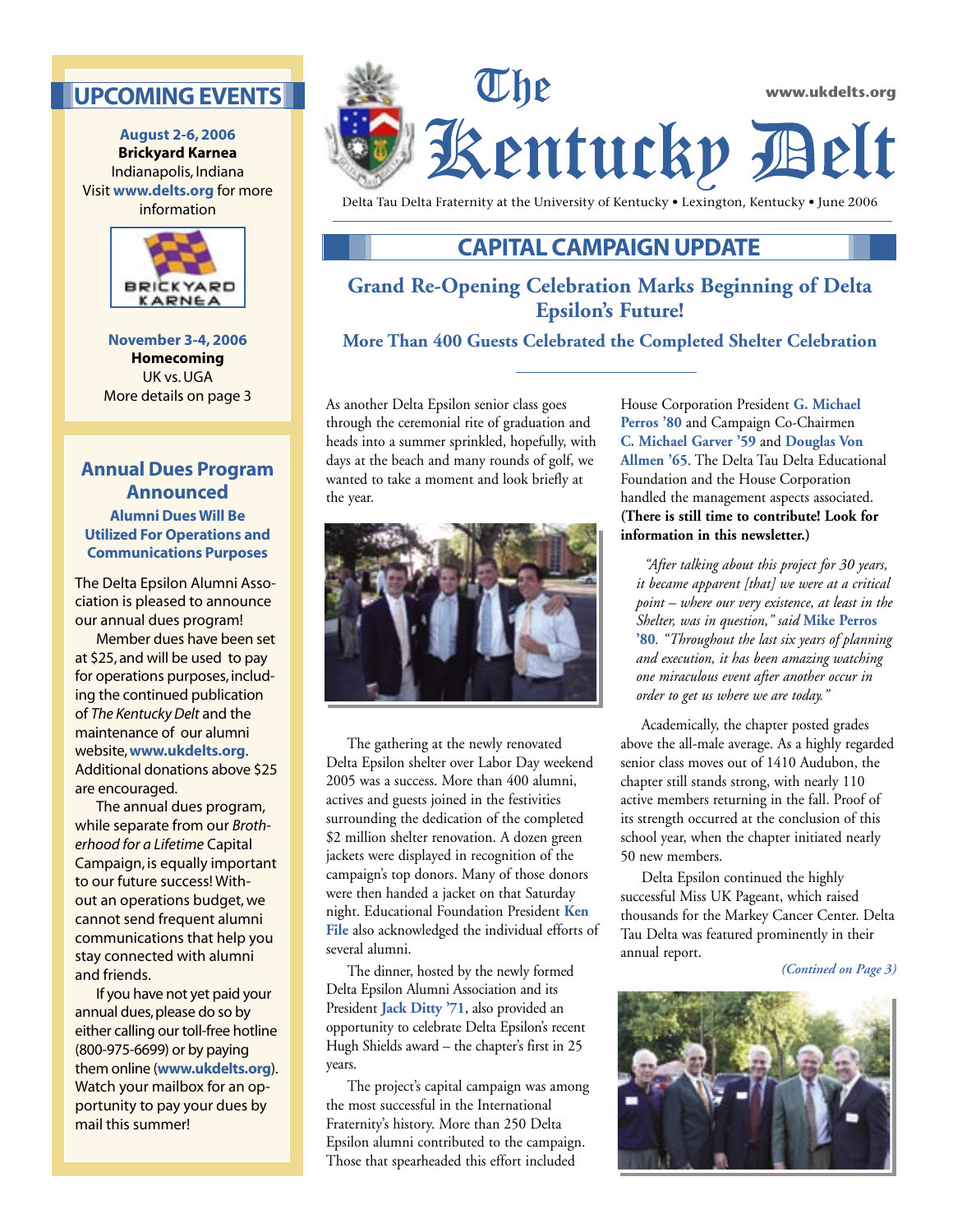# The Kentucky Delt

www.ukdelts.org

Delta Tau Delta Fraternity at the University of Kentucky • Lexington, Kentucky • June 2006

## UPCOMING EVENTS

**August 2-6, 2006**
**Brickyard Karnea**
Indianapolis, Indiana
Visit **www.delts.org** for more information

BRICKYARD KARNEA

**November 3-4, 2006**
**Homecoming**
UK vs. UGA
More details on page 3

## Annual Dues Program Announced

### Alumni Dues Will Be Utilized For Operations and Communications Purposes

The Delta Epsilon Alumni Association is pleased to announce our annual dues program!

Member dues have been set at $25, and will be used to pay for operations purposes, including the continued publication of *The Kentucky Delt* and the maintenance of our alumni website, **www.ukdelts.org**. Additional donations above $25 are encouraged.

The annual dues program, while separate from our *Brotherhood for a Lifetime* Capital Campaign, is equally important to our future success! Without an operations budget, we cannot send frequent alumni communications that help you stay connected with alumni and friends.

If you have not yet paid your annual dues, please do so by either calling our toll-free hotline (800-975-6699) or by paying them online (**www.ukdelts.org**). Watch your mailbox for an opportunity to pay your dues by mail this summer!

## CAPITAL CAMPAIGN UPDATE

### Grand Re-Opening Celebration Marks Beginning of Delta Epsilon's Future!

#### More Than 400 Guests Celebrated the Completed Shelter Celebration

As another Delta Epsilon senior class goes through the ceremonial rite of graduation and heads into a summer sprinkled, hopefully, with days at the beach and many rounds of golf, we wanted to take a moment and look briefly at the year.

The gathering at the newly renovated Delta Epsilon shelter over Labor Day weekend 2005 was a success. More than 400 alumni, actives and guests joined in the festivities surrounding the dedication of the completed $2 million shelter renovation. A dozen green jackets were displayed in recognition of the campaign's top donors. Many of those donors were then handed a jacket on that Saturday night. Educational Foundation President **Ken File** also acknowledged the individual efforts of several alumni.

The dinner, hosted by the newly formed Delta Epsilon Alumni Association and its President **Jack Ditty '71**, also provided an opportunity to celebrate Delta Epsilon's recent Hugh Shields award – the chapter's first in 25 years.

The project's capital campaign was among the most successful in the International Fraternity's history. More than 250 Delta Epsilon alumni contributed to the campaign. Those that spearheaded this effort included House Corporation President **G. Michael Perros '80** and Campaign Co-Chairmen **C. Michael Garver '59** and **Douglas Von Allmen '65**. The Delta Tau Delta Educational Foundation and the House Corporation handled the management aspects associated. **(There is still time to contribute! Look for information in this newsletter.)**

*"After talking about this project for 30 years, it became apparent [that] we were at a critical point – where our very existence, at least in the Shelter, was in question," said* **Mike Perros '80**. *"Throughout the last six years of planning and execution, it has been amazing watching one miraculous event after another occur in order to get us where we are today."*

Academically, the chapter posted grades above the all-male average. As a highly regarded senior class moves out of 1410 Audubon, the chapter still stands strong, with nearly 110 active members returning in the fall. Proof of its strength occurred at the conclusion of this school year, when the chapter initiated nearly 50 new members.

Delta Epsilon continued the highly successful Miss UK Pageant, which raised thousands for the Markey Cancer Center. Delta Tau Delta was featured prominently in their annual report.

*(Contined on Page 3)*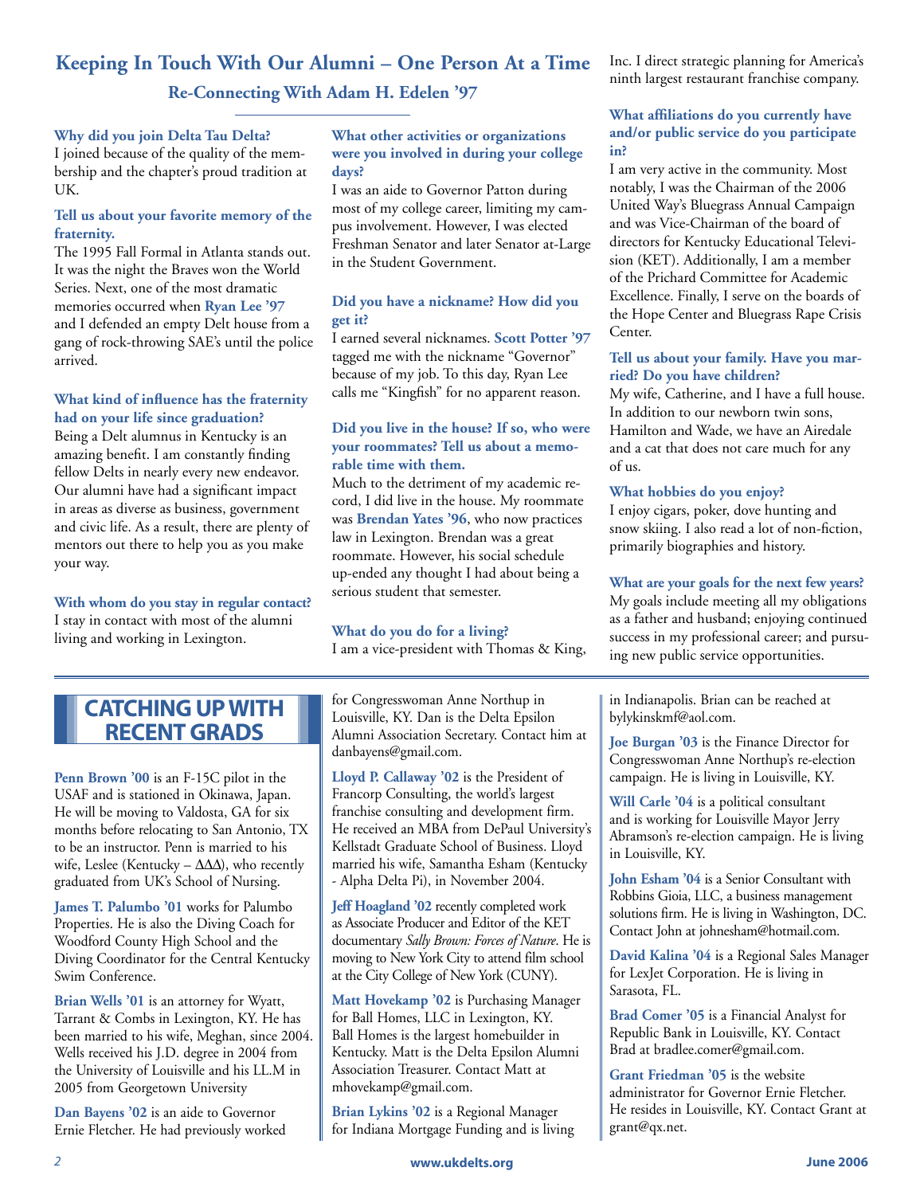## Keeping In Touch With Our Alumni – One Person At a Time

### Re-Connecting With Adam H. Edelen '97

**Why did you join Delta Tau Delta?**
I joined because of the quality of the membership and the chapter's proud tradition at UK.

**Tell us about your favorite memory of the fraternity.**
The 1995 Fall Formal in Atlanta stands out. It was the night the Braves won the World Series. Next, one of the most dramatic memories occurred when **Ryan Lee '97** and I defended an empty Delt house from a gang of rock-throwing SAE's until the police arrived.

**What kind of influence has the fraternity had on your life since graduation?**
Being a Delt alumnus in Kentucky is an amazing benefit. I am constantly finding fellow Delts in nearly every new endeavor. Our alumni have had a significant impact in areas as diverse as business, government and civic life. As a result, there are plenty of mentors out there to help you as you make your way.

**With whom do you stay in regular contact?**
I stay in contact with most of the alumni living and working in Lexington.

**What other activities or organizations were you involved in during your college days?**
I was an aide to Governor Patton during most of my college career, limiting my campus involvement. However, I was elected Freshman Senator and later Senator at-Large in the Student Government.

**Did you have a nickname? How did you get it?**
I earned several nicknames. **Scott Potter '97** tagged me with the nickname "Governor" because of my job. To this day, Ryan Lee calls me "Kingfish" for no apparent reason.

**Did you live in the house? If so, who were your roommates? Tell us about a memorable time with them.**
Much to the detriment of my academic record, I did live in the house. My roommate was **Brendan Yates '96**, who now practices law in Lexington. Brendan was a great roommate. However, his social schedule up-ended any thought I had about being a serious student that semester.

**What do you do for a living?**
I am a vice-president with Thomas & King, Inc. I direct strategic planning for America's ninth largest restaurant franchise company.

**What affiliations do you currently have and/or public service do you participate in?**
I am very active in the community. Most notably, I was the Chairman of the 2006 United Way's Bluegrass Annual Campaign and was Vice-Chairman of the board of directors for Kentucky Educational Television (KET). Additionally, I am a member of the Prichard Committee for Academic Excellence. Finally, I serve on the boards of the Hope Center and Bluegrass Rape Crisis Center.

**Tell us about your family. Have you married? Do you have children?**
My wife, Catherine, and I have a full house. In addition to our newborn twin sons, Hamilton and Wade, we have an Airedale and a cat that does not care much for any of us.

**What hobbies do you enjoy?**
I enjoy cigars, poker, dove hunting and snow skiing. I also read a lot of non-fiction, primarily biographies and history.

**What are your goals for the next few years?**
My goals include meeting all my obligations as a father and husband; enjoying continued success in my professional career; and pursuing new public service opportunities.

## CATCHING UP WITH RECENT GRADS

**Penn Brown '00** is an F-15C pilot in the USAF and is stationed in Okinawa, Japan. He will be moving to Valdosta, GA for six months before relocating to San Antonio, TX to be an instructor. Penn is married to his wife, Leslee (Kentucky – ΔΔΔ), who recently graduated from UK's School of Nursing.

**James T. Palumbo '01** works for Palumbo Properties. He is also the Diving Coach for Woodford County High School and the Diving Coordinator for the Central Kentucky Swim Conference.

**Brian Wells '01** is an attorney for Wyatt, Tarrant & Combs in Lexington, KY. He has been married to his wife, Meghan, since 2004. Wells received his J.D. degree in 2004 from the University of Louisville and his LL.M in 2005 from Georgetown University

**Dan Bayens '02** is an aide to Governor Ernie Fletcher. He had previously worked for Congresswoman Anne Northup in Louisville, KY. Dan is the Delta Epsilon Alumni Association Secretary. Contact him at danbayens@gmail.com.

**Lloyd P. Callaway '02** is the President of Francorp Consulting, the world's largest franchise consulting and development firm. He received an MBA from DePaul University's Kellstadt Graduate School of Business. Lloyd married his wife, Samantha Esham (Kentucky - Alpha Delta Pi), in November 2004.

**Jeff Hoagland '02** recently completed work as Associate Producer and Editor of the KET documentary *Sally Brown: Forces of Nature*. He is moving to New York City to attend film school at the City College of New York (CUNY).

**Matt Hovekamp '02** is Purchasing Manager for Ball Homes, LLC in Lexington, KY. Ball Homes is the largest homebuilder in Kentucky. Matt is the Delta Epsilon Alumni Association Treasurer. Contact Matt at mhovekamp@gmail.com.

**Brian Lykins '02** is a Regional Manager for Indiana Mortgage Funding and is living in Indianapolis. Brian can be reached at bylykinskmf@aol.com.

**Joe Burgan '03** is the Finance Director for Congresswoman Anne Northup's re-election campaign. He is living in Louisville, KY.

**Will Carle '04** is a political consultant and is working for Louisville Mayor Jerry Abramson's re-election campaign. He is living in Louisville, KY.

**John Esham '04** is a Senior Consultant with Robbins Gioia, LLC, a business management solutions firm. He is living in Washington, DC. Contact John at johnesham@hotmail.com.

**David Kalina '04** is a Regional Sales Manager for LexJet Corporation. He is living in Sarasota, FL.

**Brad Comer '05** is a Financial Analyst for Republic Bank in Louisville, KY. Contact Brad at bradlee.comer@gmail.com.

**Grant Friedman '05** is the website administrator for Governor Ernie Fletcher. He resides in Louisville, KY. Contact Grant at grant@qx.net.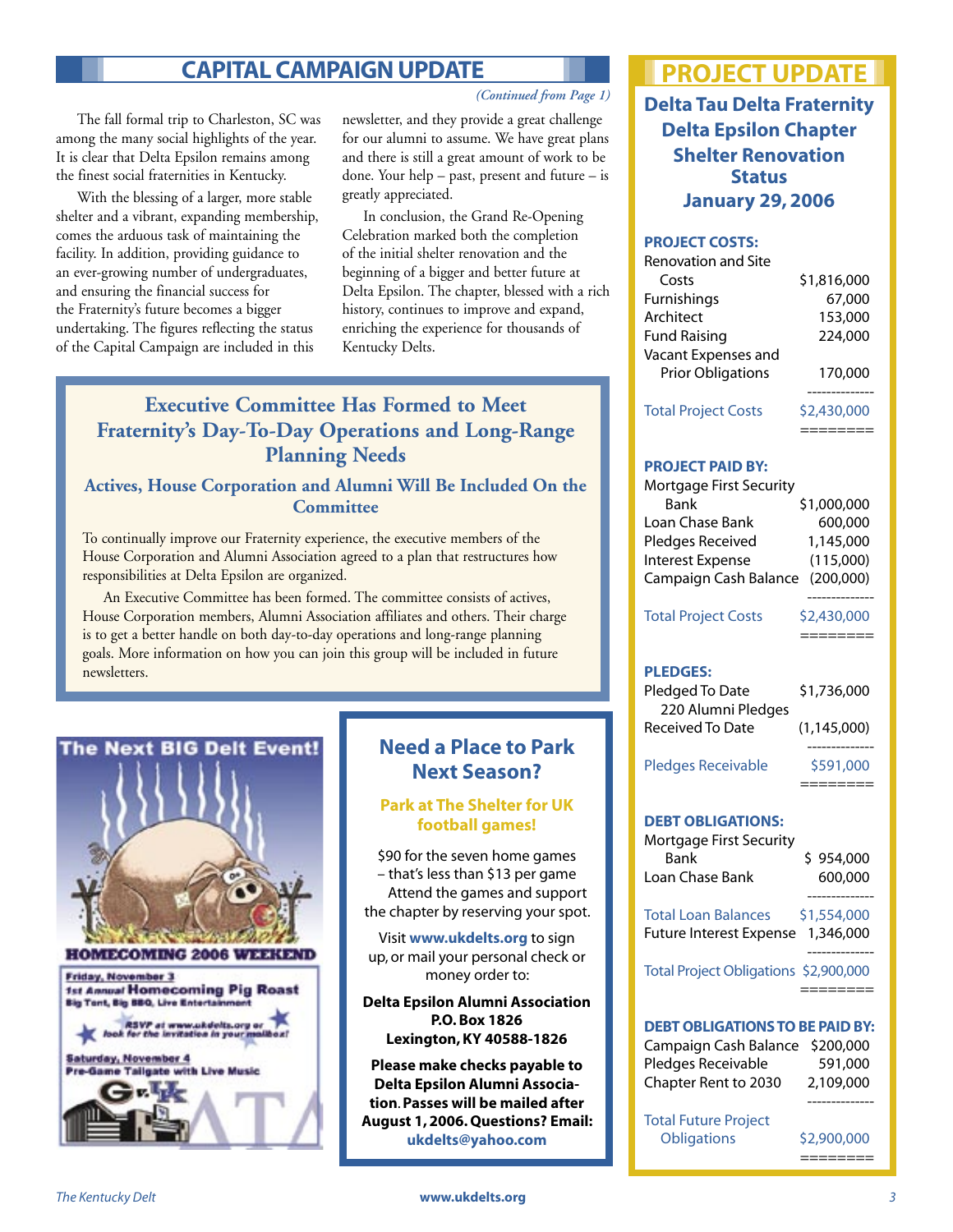## CAPITAL CAMPAIGN UPDATE

*(Continued from Page 1)*

The fall formal trip to Charleston, SC was among the many social highlights of the year. It is clear that Delta Epsilon remains among the finest social fraternities in Kentucky.

With the blessing of a larger, more stable shelter and a vibrant, expanding membership, comes the arduous task of maintaining the facility. In addition, providing guidance to an ever-growing number of undergraduates, and ensuring the financial success for the Fraternity's future becomes a bigger undertaking. The figures reflecting the status of the Capital Campaign are included in this newsletter, and they provide a great challenge for our alumni to assume. We have great plans and there is still a great amount of work to be done. Your help – past, present and future – is greatly appreciated.

In conclusion, the Grand Re-Opening Celebration marked both the completion of the initial shelter renovation and the beginning of a bigger and better future at Delta Epsilon. The chapter, blessed with a rich history, continues to improve and expand, enriching the experience for thousands of Kentucky Delts.

### Executive Committee Has Formed to Meet Fraternity's Day-To-Day Operations and Long-Range Planning Needs

**Actives, House Corporation and Alumni Will Be Included On the Committee**

To continually improve our Fraternity experience, the executive members of the House Corporation and Alumni Association agreed to a plan that restructures how responsibilities at Delta Epsilon are organized.

An Executive Committee has been formed. The committee consists of actives, House Corporation members, Alumni Association affiliates and others. Their charge is to get a better handle on both day-to-day operations and long-range planning goals. More information on how you can join this group will be included in future newsletters.

**The Next BIG Delt Event!**

**HOMECOMING 2006 WEEKEND**

**Friday, November 3**
1st Annual **Homecoming Pig Roast**
Big Tent, Big BBQ, Live Entertainment

RSVP at www.ukdelts.org or look for the invitation in your mailbox!

**Saturday, November 4**
Pre-Game Tailgate with Live Music

### Need a Place to Park Next Season?

**Park at The Shelter for UK football games!**

$90 for the seven home games – that's less than $13 per game
Attend the games and support the chapter by reserving your spot.

Visit **www.ukdelts.org** to sign up, or mail your personal check or money order to:

**Delta Epsilon Alumni Association**
**P.O. Box 1826**
**Lexington, KY 40588-1826**

**Please make checks payable to Delta Epsilon Alumni Association. Passes will be mailed after August 1, 2006. Questions? Email: ukdelts@yahoo.com**

## PROJECT UPDATE

### Delta Tau Delta Fraternity Delta Epsilon Chapter Shelter Renovation Status January 29, 2006

**PROJECT COSTS:**

| | |
|---|---|
| Renovation and Site Costs | $1,816,000 |
| Furnishings | 67,000 |
| Architect | 153,000 |
| Fund Raising | 224,000 |
| Vacant Expenses and Prior Obligations | 170,000 |
| **Total Project Costs** | **$2,430,000** |

**PROJECT PAID BY:**

| | |
|---|---|
| Mortgage First Security Bank | $1,000,000 |
| Loan Chase Bank | 600,000 |
| Pledges Received | 1,145,000 |
| Interest Expense | (115,000) |
| Campaign Cash Balance | (200,000) |
| **Total Project Costs** | **$2,430,000** |

**PLEDGES:**

| | |
|---|---|
| Pledged To Date 220 Alumni Pledges | $1,736,000 |
| Received To Date | (1,145,000) |
| **Pledges Receivable** | **$591,000** |

**DEBT OBLIGATIONS:**

| | |
|---|---|
| Mortgage First Security Bank | $ 954,000 |
| Loan Chase Bank | 600,000 |
| **Total Loan Balances** | **$1,554,000** |
| Future Interest Expense | 1,346,000 |
| **Total Project Obligations** | **$2,900,000** |

**DEBT OBLIGATIONS TO BE PAID BY:**

| | |
|---|---|
| Campaign Cash Balance | $200,000 |
| Pledges Receivable | 591,000 |
| Chapter Rent to 2030 | 2,109,000 |
| **Total Future Project Obligations** | **$2,900,000** |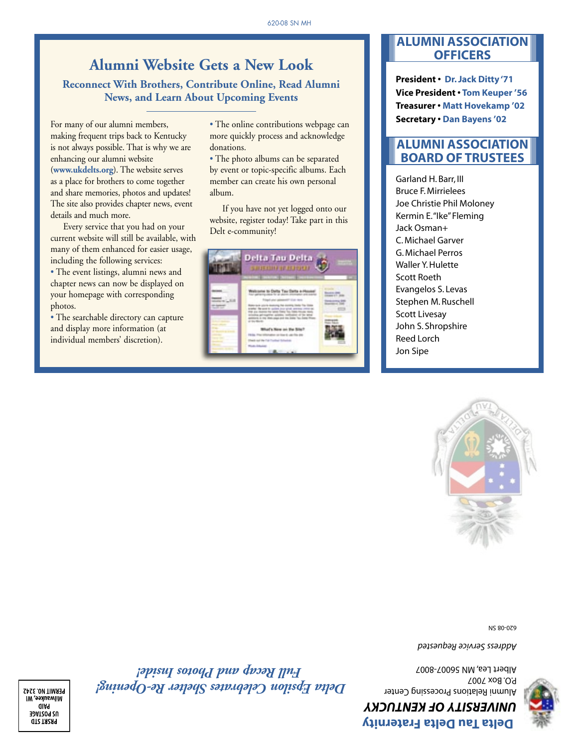# Alumni Website Gets a New Look

### Reconnect With Brothers, Contribute Online, Read Alumni News, and Learn About Upcoming Events

For many of our alumni members, making frequent trips back to Kentucky is not always possible. That is why we are enhancing our alumni website (**www.ukdelts.org**). The website serves as a place for brothers to come together and share memories, photos and updates! The site also provides chapter news, event details and much more.

Every service that you had on your current website will still be available, with many of them enhanced for easier usage, including the following services:

- The event listings, alumni news and chapter news can now be displayed on your homepage with corresponding photos.
- The searchable directory can capture and display more information (at individual members' discretion).
- The online contributions webpage can more quickly process and acknowledge donations.
- The photo albums can be separated by event or topic-specific albums. Each member can create his own personal album.

If you have not yet logged onto our website, register today! Take part in this Delt e-community!

## ALUMNI ASSOCIATION OFFICERS

**President** • Dr. Jack Ditty '71
**Vice President** • Tom Keuper '56
**Treasurer** • Matt Hovekamp '02
**Secretary** • Dan Bayens '02

## ALUMNI ASSOCIATION BOARD OF TRUSTEES

Garland H. Barr, III
Bruce F. Mirrielees
Joe Christie Phil Moloney
Kermin E. "Ike" Fleming
Jack Osman+
C. Michael Garver
G. Michael Perros
Waller Y. Hulette
Scott Roeth
Evangelos S. Levas
Stephen M. Ruschell
Scott Livesay
John S. Shropshire
Reed Lorch
Jon Sipe

**Delta Tau Delta Fraternity**
***UNIVERSITY OF KENTUCKY***
Alumni Relations Processing Center
P.O. Box 7007
Albert Lea, MN 56007-8007

*Address Service Requested*

620-08 SN

***Delta Epsilon Celebrates Shelter Re-Opening! Full Recap and Photos Inside!***

PRSRT STD
US POSTAGE
PAID
Milwaukee, WI
PERMIT NO. 3242